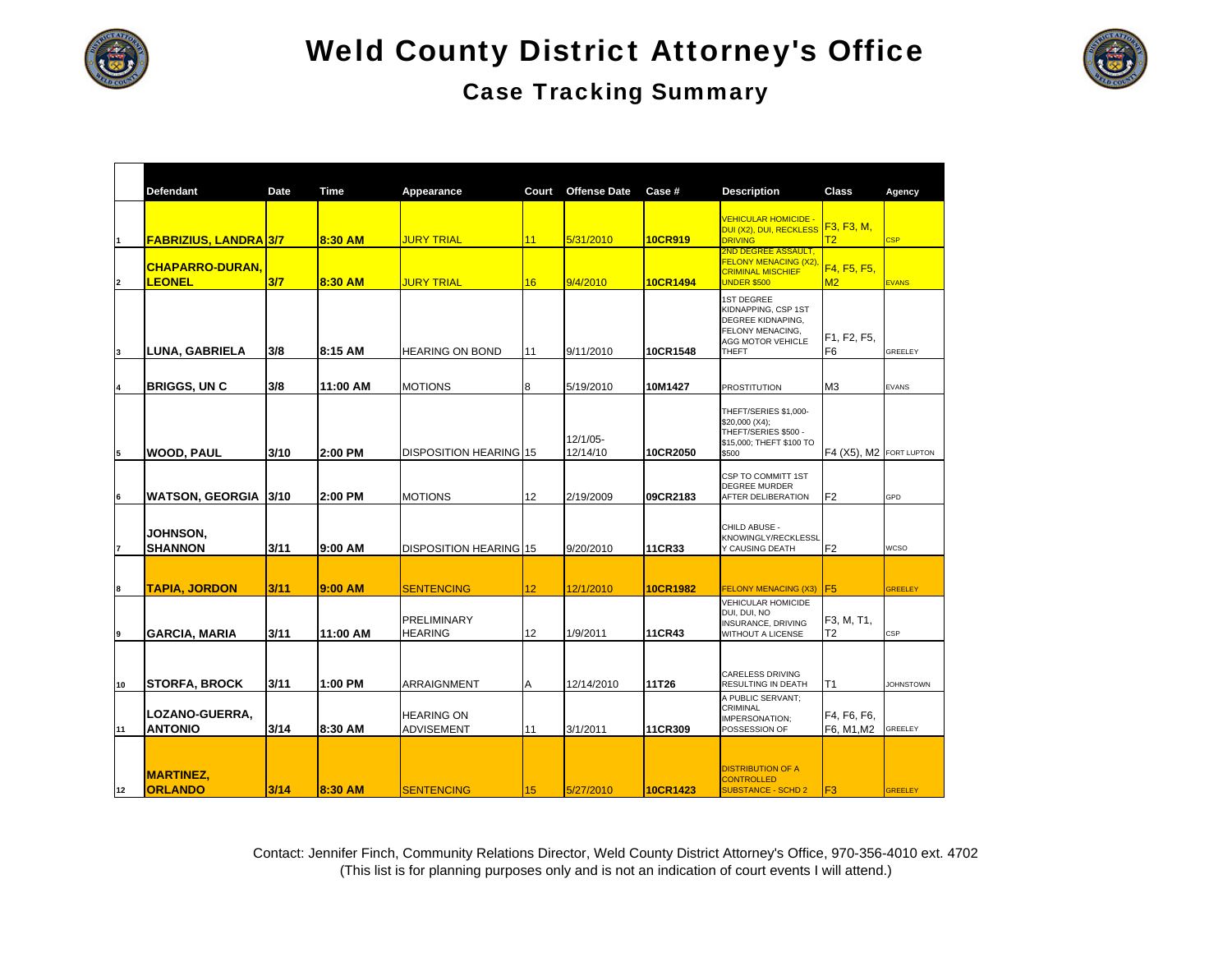# Weld County District Attorney's Office

## Case Tracking Summary

| | Defendant | Date | Time | Appearance | Court | Offense Date | Case # | Description | Class | Agency |
|---|---|---|---|---|---|---|---|---|---|---|
| 1 | FABRIZIUS, LANDRA | 3/7 | 8:30 AM | JURY TRIAL | 11 | 5/31/2010 | 10CR919 | VEHICULAR HOMICIDE - DUI (X2), DUI, RECKLESS DRIVING | F3, F3, M, T2 | CSP |
| 2 | CHAPARRO-DURAN, LEONEL | 3/7 | 8:30 AM | JURY TRIAL | 16 | 9/4/2010 | 10CR1494 | 2ND DEGREE ASSAULT, FELONY MENACING (X2), CRIMINAL MISCHIEF UNDER $500 | F4, F5, F5, M2 | EVANS |
| 3 | LUNA, GABRIELA | 3/8 | 8:15 AM | HEARING ON BOND | 11 | 9/11/2010 | 10CR1548 | 1ST DEGREE KIDNAPPING, CSP 1ST DEGREE KIDNAPING, FELONY MENACING, AGG MOTOR VEHICLE THEFT | F1, F2, F5, F6 | GREELEY |
| 4 | BRIGGS, UN C | 3/8 | 11:00 AM | MOTIONS | 8 | 5/19/2010 | 10M1427 | PROSTITUTION | M3 | EVANS |
| 5 | WOOD, PAUL | 3/10 | 2:00 PM | DISPOSITION HEARING | 15 | 12/1/05-12/14/10 | 10CR2050 | THEFT/SERIES $1,000-$20,000 (X4); THEFT/SERIES $500 - $15,000; THEFT $100 TO $500 | F4 (X5), M2 | FORT LUPTON |
| 6 | WATSON, GEORGIA | 3/10 | 2:00 PM | MOTIONS | 12 | 2/19/2009 | 09CR2183 | CSP TO COMMITT 1ST DEGREE MURDER AFTER DELIBERATION | F2 | GPD |
| 7 | JOHNSON, SHANNON | 3/11 | 9:00 AM | DISPOSITION HEARING | 15 | 9/20/2010 | 11CR33 | CHILD ABUSE - KNOWINGLY/RECKLESSLY CAUSING DEATH | F2 | WCSO |
| 8 | TAPIA, JORDON | 3/11 | 9:00 AM | SENTENCING | 12 | 12/1/2010 | 10CR1982 | FELONY MENACING (X3) | F5 | GREELEY |
| 9 | GARCIA, MARIA | 3/11 | 11:00 AM | PRELIMINARY HEARING | 12 | 1/9/2011 | 11CR43 | VEHICULAR HOMICIDE DUI, DUI, NO INSURANCE, DRIVING WITHOUT A LICENSE | F3, M, T1, T2 | CSP |
| 10 | STORFA, BROCK | 3/11 | 1:00 PM | ARRAIGNMENT | A | 12/14/2010 | 11T26 | CARELESS DRIVING RESULTING IN DEATH | T1 | JOHNSTOWN |
| 11 | LOZANO-GUERRA, ANTONIO | 3/14 | 8:30 AM | HEARING ON ADVISEMENT | 11 | 3/1/2011 | 11CR309 | A PUBLIC SERVANT; CRIMINAL IMPERSONATION; POSSESSION OF | F4, F6, F6, F6, M1,M2 | GREELEY |
| 12 | MARTINEZ, ORLANDO | 3/14 | 8:30 AM | SENTENCING | 15 | 5/27/2010 | 10CR1423 | DISTRIBUTION OF A CONTROLLED SUBSTANCE - SCHD 2 | F3 | GREELEY |

Contact: Jennifer Finch, Community Relations Director, Weld County District Attorney's Office, 970-356-4010 ext. 4702
(This list is for planning purposes only and is not an indication of court events I will attend.)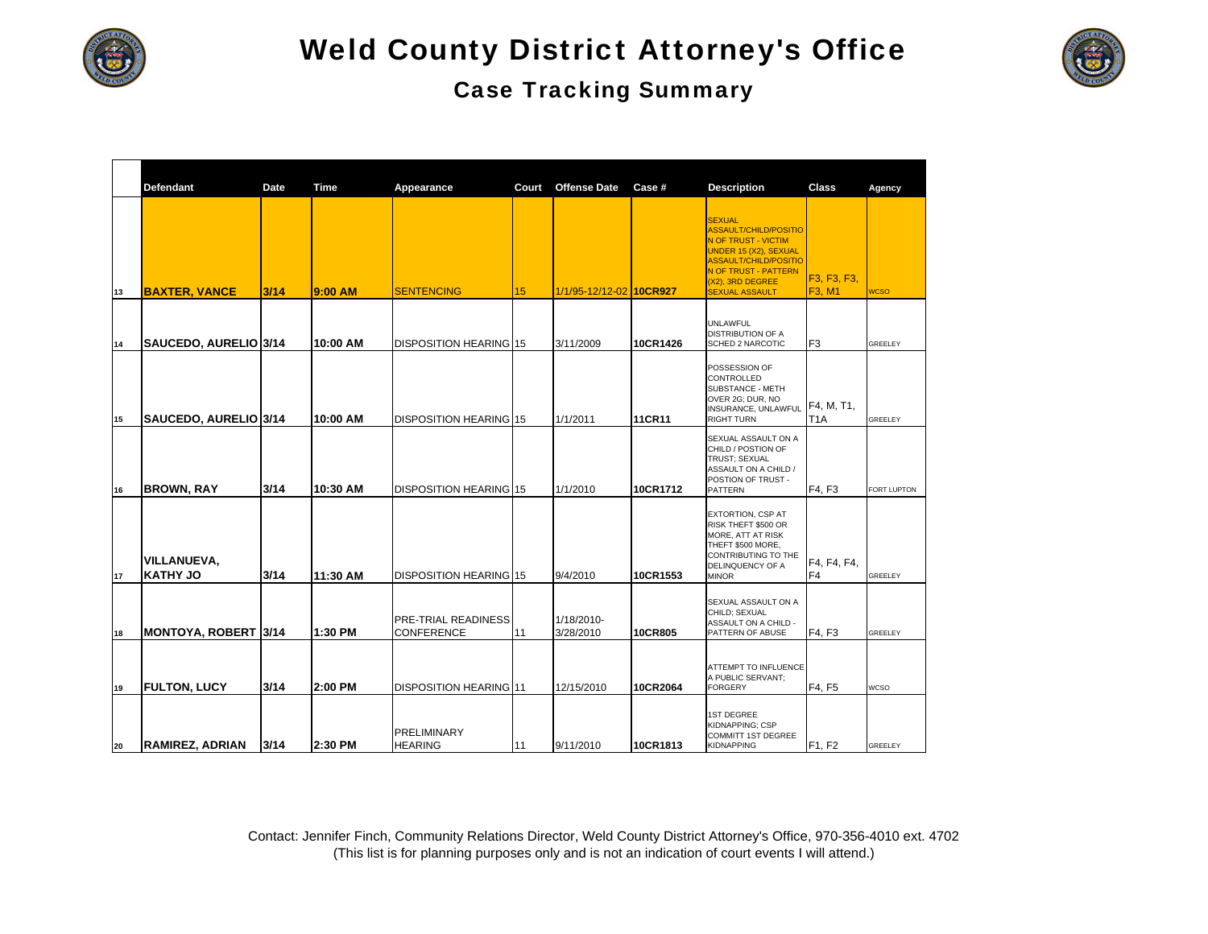# Weld County District Attorney's Office

## Case Tracking Summary

| | Defendant | Date | Time | Appearance | Court | Offense Date | Case # | Description | Class | Agency |
|---|---|---|---|---|---|---|---|---|---|---|
| 13 | **BAXTER, VANCE** | **3/14** | **9:00 AM** | SENTENCING | 15 | 1/1/95-12/12-02 | **10CR927** | SEXUAL ASSAULT/CHILD/POSITION OF TRUST - VICTIM UNDER 15 (X2), SEXUAL ASSAULT/CHILD/POSITION OF TRUST - PATTERN (X2), 3RD DEGREE SEXUAL ASSAULT | F3, F3, F3, F3, M1 | WCSO |
| 14 | **SAUCEDO, AURELIO** | **3/14** | **10:00 AM** | DISPOSITION HEARING | 15 | 3/11/2009 | **10CR1426** | UNLAWFUL DISTRIBUTION OF A SCHED 2 NARCOTIC | F3 | GREELEY |
| 15 | **SAUCEDO, AURELIO** | **3/14** | **10:00 AM** | DISPOSITION HEARING | 15 | 1/1/2011 | **11CR11** | POSSESSION OF CONTROLLED SUBSTANCE - METH OVER 2G; DUR, NO INSURANCE, UNLAWFUL RIGHT TURN | F4, M, T1, T1A | GREELEY |
| 16 | **BROWN, RAY** | **3/14** | **10:30 AM** | DISPOSITION HEARING | 15 | 1/1/2010 | **10CR1712** | SEXUAL ASSAULT ON A CHILD / POSTION OF TRUST; SEXUAL ASSAULT ON A CHILD / POSTION OF TRUST - PATTERN | F4, F3 | FORT LUPTON |
| 17 | **VILLANUEVA, KATHY JO** | **3/14** | **11:30 AM** | DISPOSITION HEARING | 15 | 9/4/2010 | **10CR1553** | EXTORTION, CSP AT RISK THEFT $500 OR MORE, ATT AT RISK THEFT $500 MORE, CONTRIBUTING TO THE DELINQUENCY OF A MINOR | F4, F4, F4, F4 | GREELEY |
| 18 | **MONTOYA, ROBERT** | **3/14** | **1:30 PM** | PRE-TRIAL READINESS CONFERENCE | 11 | 1/18/2010-3/28/2010 | **10CR805** | SEXUAL ASSAULT ON A CHILD; SEXUAL ASSAULT ON A CHILD - PATTERN OF ABUSE | F4, F3 | GREELEY |
| 19 | **FULTON, LUCY** | **3/14** | **2:00 PM** | DISPOSITION HEARING | 11 | 12/15/2010 | **10CR2064** | ATTEMPT TO INFLUENCE A PUBLIC SERVANT; FORGERY | F4, F5 | WCSO |
| 20 | **RAMIREZ, ADRIAN** | **3/14** | **2:30 PM** | PRELIMINARY HEARING | 11 | 9/11/2010 | **10CR1813** | 1ST DEGREE KIDNAPPING; CSP COMMITT 1ST DEGREE KIDNAPPING | F1, F2 | GREELEY |

Contact: Jennifer Finch, Community Relations Director, Weld County District Attorney's Office, 970-356-4010 ext. 4702
(This list is for planning purposes only and is not an indication of court events I will attend.)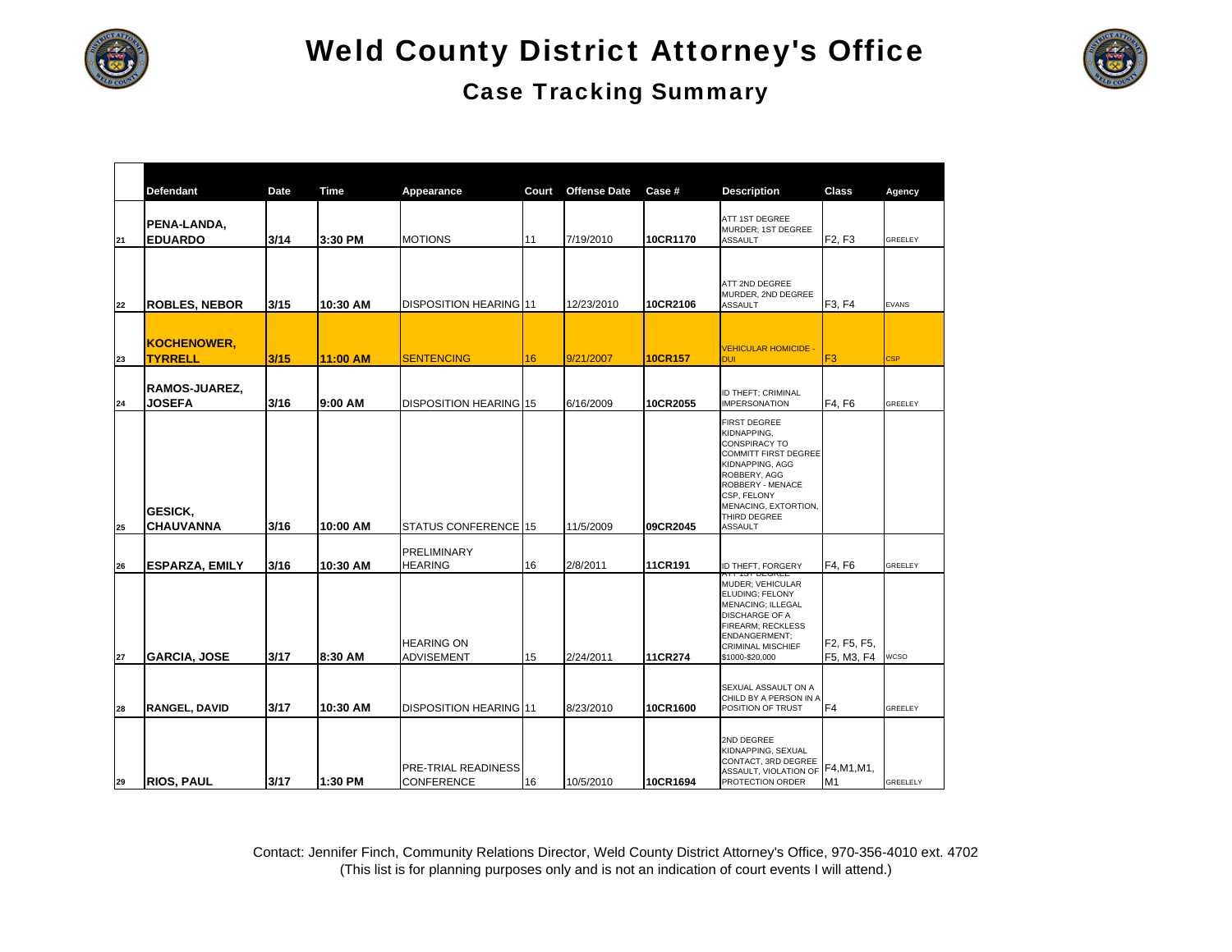# Weld County District Attorney's Office

## Case Tracking Summary

| | Defendant | Date | Time | Appearance | Court | Offense Date | Case # | Description | Class | Agency |
|---|---|---|---|---|---|---|---|---|---|---|
| 21 | PENA-LANDA, EDUARDO | 3/14 | 3:30 PM | MOTIONS | 11 | 7/19/2010 | 10CR1170 | ATT 1ST DEGREE MURDER; 1ST DEGREE ASSAULT | F2, F3 | GREELEY |
| 22 | ROBLES, NEBOR | 3/15 | 10:30 AM | DISPOSITION HEARING | 11 | 12/23/2010 | 10CR2106 | ATT 2ND DEGREE MURDER, 2ND DEGREE ASSAULT | F3, F4 | EVANS |
| 23 | KOCHENOWER, TYRRELL | 3/15 | 11:00 AM | SENTENCING | 16 | 9/21/2007 | 10CR157 | VEHICULAR HOMICIDE - DUI | F3 | CSP |
| 24 | RAMOS-JUAREZ, JOSEFA | 3/16 | 9:00 AM | DISPOSITION HEARING | 15 | 6/16/2009 | 10CR2055 | ID THEFT; CRIMINAL IMPERSONATION | F4, F6 | GREELEY |
| 25 | GESICK, CHAUVANNA | 3/16 | 10:00 AM | STATUS CONFERENCE | 15 | 11/5/2009 | 09CR2045 | FIRST DEGREE KIDNAPPING, CONSPIRACY TO COMMITT FIRST DEGREE KIDNAPPING, AGG ROBBERY, AGG ROBBERY - MENACE CSP, FELONY MENACING, EXTORTION, THIRD DEGREE ASSAULT | | |
| 26 | ESPARZA, EMILY | 3/16 | 10:30 AM | PRELIMINARY HEARING | 16 | 2/8/2011 | 11CR191 | ID THEFT, FORGERY | F4, F6 | GREELEY |
| 27 | GARCIA, JOSE | 3/17 | 8:30 AM | HEARING ON ADVISEMENT | 15 | 2/24/2011 | 11CR274 | ATT 1ST DEGREE MUDER; VEHICULAR ELUDING; FELONY MENACING; ILLEGAL DISCHARGE OF A FIREARM; RECKLESS ENDANGERMENT; CRIMINAL MISCHIEF $1000-$20,000 | F2, F5, F5, F5, M3, F4 | WCSO |
| 28 | RANGEL, DAVID | 3/17 | 10:30 AM | DISPOSITION HEARING | 11 | 8/23/2010 | 10CR1600 | SEXUAL ASSAULT ON A CHILD BY A PERSON IN A POSITION OF TRUST | F4 | GREELEY |
| 29 | RIOS, PAUL | 3/17 | 1:30 PM | PRE-TRIAL READINESS CONFERENCE | 16 | 10/5/2010 | 10CR1694 | 2ND DEGREE KIDNAPPING, SEXUAL CONTACT, 3RD DEGREE ASSAULT, VIOLATION OF PROTECTION ORDER | F4,M1,M1, M1 | GREELELY |

Contact: Jennifer Finch, Community Relations Director, Weld County District Attorney's Office, 970-356-4010 ext. 4702
(This list is for planning purposes only and is not an indication of court events I will attend.)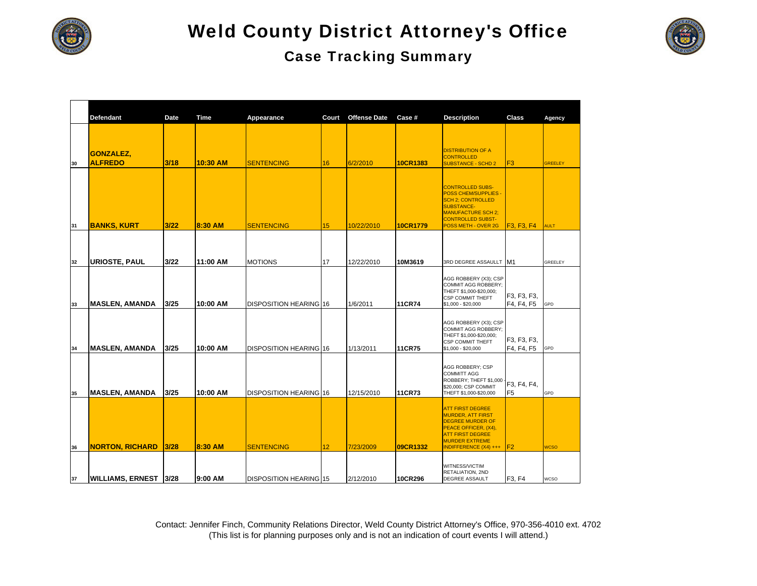# Weld County District Attorney's Office

## Case Tracking Summary

| | Defendant | Date | Time | Appearance | Court | Offense Date | Case # | Description | Class | Agency |
|---|---|---|---|---|---|---|---|---|---|---|
| 30 | GONZALEZ, ALFREDO | 3/18 | 10:30 AM | SENTENCING | 16 | 6/2/2010 | 10CR1383 | DISTRIBUTION OF A CONTROLLED SUBSTANCE - SCHD 2 | F3 | GREELEY |
| 31 | BANKS, KURT | 3/22 | 8:30 AM | SENTENCING | 15 | 10/22/2010 | 10CR1779 | CONTROLLED SUBS-POSS CHEM/SUPPLIES - SCH 2; CONTROLLED SUBSTANCE-MANUFACTURE SCH 2; CONTROLLED SUBST-POSS METH - OVER 2G | F3, F3, F4 | AULT |
| 32 | URIOSTE, PAUL | 3/22 | 11:00 AM | MOTIONS | 17 | 12/22/2010 | 10M3619 | 3RD DEGREE ASSAULLT | M1 | GREELEY |
| 33 | MASLEN, AMANDA | 3/25 | 10:00 AM | DISPOSITION HEARING | 16 | 1/6/2011 | 11CR74 | AGG ROBBERY (X3); CSP COMMIT AGG ROBBERY; THEFT $1,000-$20,000; CSP COMMIT THEFT $1,000 - $20,000 | F3, F3, F3, F4, F4, F5 | GPD |
| 34 | MASLEN, AMANDA | 3/25 | 10:00 AM | DISPOSITION HEARING | 16 | 1/13/2011 | 11CR75 | AGG ROBBERY (X3); CSP COMMIT AGG ROBBERY; THEFT $1,000-$20,000; CSP COMMIT THEFT $1,000 - $20,000 | F3, F3, F3, F4, F4, F5 | GPD |
| 35 | MASLEN, AMANDA | 3/25 | 10:00 AM | DISPOSITION HEARING | 16 | 12/15/2010 | 11CR73 | AGG ROBBERY; CSP COMMITT AGG ROBBERY; THEFT $1,000-$20,000; CSP COMMIT THEFT $1,000-$20,000 | F3, F4, F4, F5 | GPD |
| 36 | NORTON, RICHARD | 3/28 | 8:30 AM | SENTENCING | 12 | 7/23/2009 | 09CR1332 | ATT FIRST DEGREE MURDER, ATT FIRST DEGREE MURDER OF PEACE OFFICER, (X4), ATT FIRST DEGREE MURDER EXTREME INDIFFERENCE (X4) +++ | F2 | WCSO |
| 37 | WILLIAMS, ERNEST | 3/28 | 9:00 AM | DISPOSITION HEARING | 15 | 2/12/2010 | 10CR296 | WITNESS/VICTIM RETALIATION, 2ND DEGREE ASSAULT | F3, F4 | WCSO |

Contact: Jennifer Finch, Community Relations Director, Weld County District Attorney's Office, 970-356-4010 ext. 4702
(This list is for planning purposes only and is not an indication of court events I will attend.)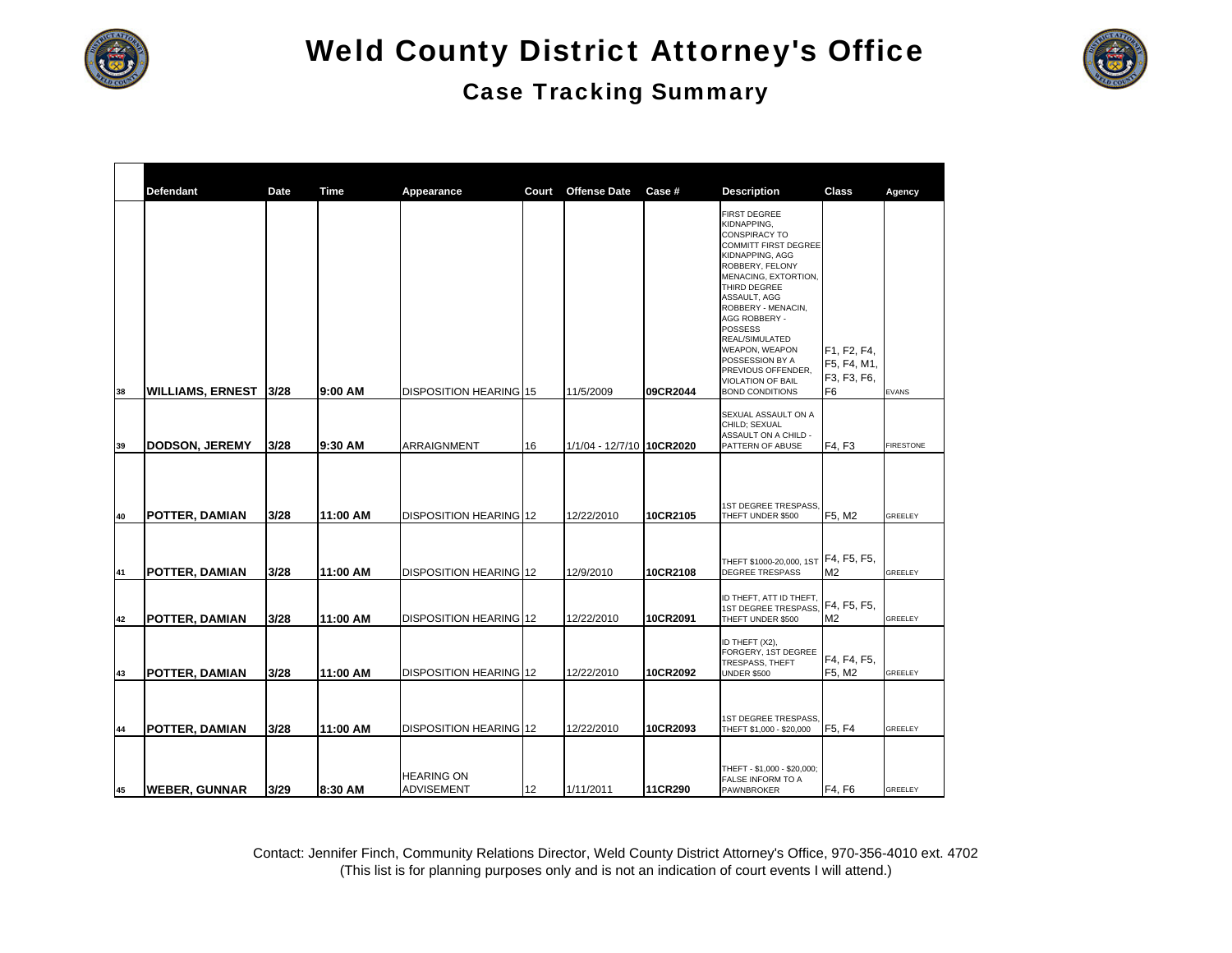# Weld County District Attorney's Office

## Case Tracking Summary

| | Defendant | Date | Time | Appearance | Court | Offense Date | Case # | Description | Class | Agency |
|---|---|---|---|---|---|---|---|---|---|---|
| 38 | **WILLIAMS, ERNEST** | **3/28** | **9:00 AM** | DISPOSITION HEARING | 15 | 11/5/2009 | **09CR2044** | FIRST DEGREE KIDNAPPING, CONSPIRACY TO COMMITT FIRST DEGREE KIDNAPPING, AGG ROBBERY, FELONY MENACING, EXTORTION, THIRD DEGREE ASSAULT, AGG ROBBERY - MENACIN, AGG ROBBERY - POSSESS REAL/SIMULATED WEAPON, WEAPON POSSESSION BY A PREVIOUS OFFENDER, VIOLATION OF BAIL BOND CONDITIONS | F1, F2, F4, F5, F4, M1, F3, F3, F6, F6 | EVANS |
| 39 | **DODSON, JEREMY** | **3/28** | **9:30 AM** | ARRAIGNMENT | 16 | 1/1/04 - 12/7/10 | **10CR2020** | SEXUAL ASSAULT ON A CHILD; SEXUAL ASSAULT ON A CHILD - PATTERN OF ABUSE | F4, F3 | FIRESTONE |
| 40 | **POTTER, DAMIAN** | **3/28** | **11:00 AM** | DISPOSITION HEARING | 12 | 12/22/2010 | **10CR2105** | 1ST DEGREE TRESPASS, THEFT UNDER $500 | F5, M2 | GREELEY |
| 41 | **POTTER, DAMIAN** | **3/28** | **11:00 AM** | DISPOSITION HEARING | 12 | 12/9/2010 | **10CR2108** | THEFT $1000-20,000, 1ST DEGREE TRESPASS | F4, F5, F5, M2 | GREELEY |
| 42 | **POTTER, DAMIAN** | **3/28** | **11:00 AM** | DISPOSITION HEARING | 12 | 12/22/2010 | **10CR2091** | ID THEFT, ATT ID THEFT, 1ST DEGREE TRESPASS, THEFT UNDER $500 | F4, F5, F5, M2 | GREELEY |
| 43 | **POTTER, DAMIAN** | **3/28** | **11:00 AM** | DISPOSITION HEARING | 12 | 12/22/2010 | **10CR2092** | ID THEFT (X2), FORGERY, 1ST DEGREE TRESPASS, THEFT UNDER $500 | F4, F4, F5, F5, M2 | GREELEY |
| 44 | **POTTER, DAMIAN** | **3/28** | **11:00 AM** | DISPOSITION HEARING | 12 | 12/22/2010 | **10CR2093** | 1ST DEGREE TRESPASS, THEFT $1,000 - $20,000 | F5, F4 | GREELEY |
| 45 | **WEBER, GUNNAR** | **3/29** | **8:30 AM** | HEARING ON ADVISEMENT | 12 | 1/11/2011 | **11CR290** | THEFT - $1,000 - $20,000; FALSE INFORM TO A PAWNBROKER | F4, F6 | GREELEY |

Contact: Jennifer Finch, Community Relations Director, Weld County District Attorney's Office, 970-356-4010 ext. 4702
(This list is for planning purposes only and is not an indication of court events I will attend.)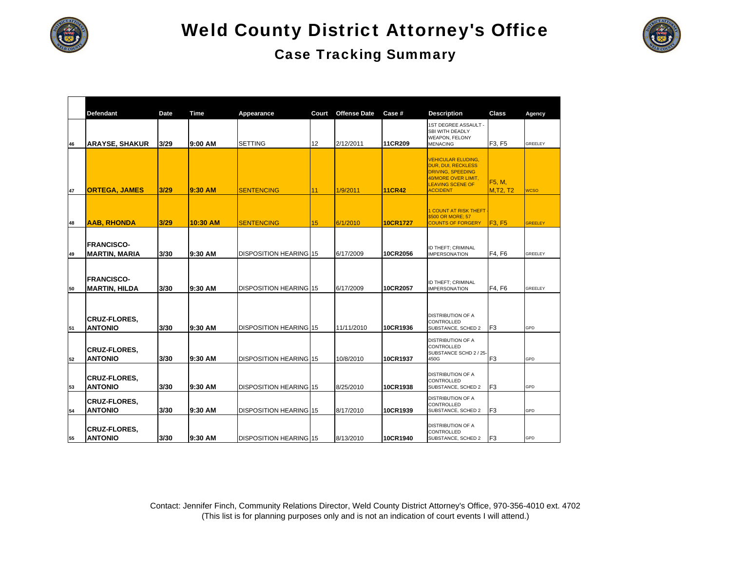# Weld County District Attorney's Office

## Case Tracking Summary

| | Defendant | Date | Time | Appearance | Court | Offense Date | Case # | Description | Class | Agency |
|---|---|---|---|---|---|---|---|---|---|---|
| 46 | **ARAYSE, SHAKUR** | **3/29** | **9:00 AM** | SETTING | 12 | 2/12/2011 | **11CR209** | 1ST DEGREE ASSAULT - SBI WITH DEADLY WEAPON, FELONY MENACING | F3, F5 | GREELEY |
| 47 | **ORTEGA, JAMES** | **3/29** | **9:30 AM** | SENTENCING | 11 | 1/9/2011 | **11CR42** | VEHICULAR ELUDING, DUR, DUI, RECKLESS DRIVING, SPEEDING 40/MORE OVER LIMIT, LEAVING SCENE OF ACCIDENT | F5, M, M,T2, T2 | WCSO |
| 48 | **AAB, RHONDA** | **3/29** | **10:30 AM** | SENTENCING | 15 | 6/1/2010 | **10CR1727** | 1 COUNT AT RISK THEFT - $500 OR MORE; 57 COUNTS OF FORGERY | F3, F5 | GREELEY |
| 49 | **FRANCISCO-MARTIN, MARIA** | **3/30** | **9:30 AM** | DISPOSITION HEARING | 15 | 6/17/2009 | **10CR2056** | ID THEFT; CRIMINAL IMPERSONATION | F4, F6 | GREELEY |
| 50 | **FRANCISCO-MARTIN, HILDA** | **3/30** | **9:30 AM** | DISPOSITION HEARING | 15 | 6/17/2009 | **10CR2057** | ID THEFT; CRIMINAL IMPERSONATION | F4, F6 | GREELEY |
| 51 | **CRUZ-FLORES, ANTONIO** | **3/30** | **9:30 AM** | DISPOSITION HEARING | 15 | 11/11/2010 | **10CR1936** | DISTRIBUTION OF A CONTROLLED SUBSTANCE, SCHED 2 | F3 | GPD |
| 52 | **CRUZ-FLORES, ANTONIO** | **3/30** | **9:30 AM** | DISPOSITION HEARING | 15 | 10/8/2010 | **10CR1937** | DISTRIBUTION OF A CONTROLLED SUBSTANCE SCHD 2 / 25-450G | F3 | GPD |
| 53 | **CRUZ-FLORES, ANTONIO** | **3/30** | **9:30 AM** | DISPOSITION HEARING | 15 | 8/25/2010 | **10CR1938** | DISTRIBUTION OF A CONTROLLED SUBSTANCE, SCHED 2 | F3 | GPD |
| 54 | **CRUZ-FLORES, ANTONIO** | **3/30** | **9:30 AM** | DISPOSITION HEARING | 15 | 8/17/2010 | **10CR1939** | DISTRIBUTION OF A CONTROLLED SUBSTANCE, SCHED 2 | F3 | GPD |
| 55 | **CRUZ-FLORES, ANTONIO** | **3/30** | **9:30 AM** | DISPOSITION HEARING | 15 | 8/13/2010 | **10CR1940** | DISTRIBUTION OF A CONTROLLED SUBSTANCE, SCHED 2 | F3 | GPD |

Contact: Jennifer Finch, Community Relations Director, Weld County District Attorney's Office, 970-356-4010 ext. 4702
(This list is for planning purposes only and is not an indication of court events I will attend.)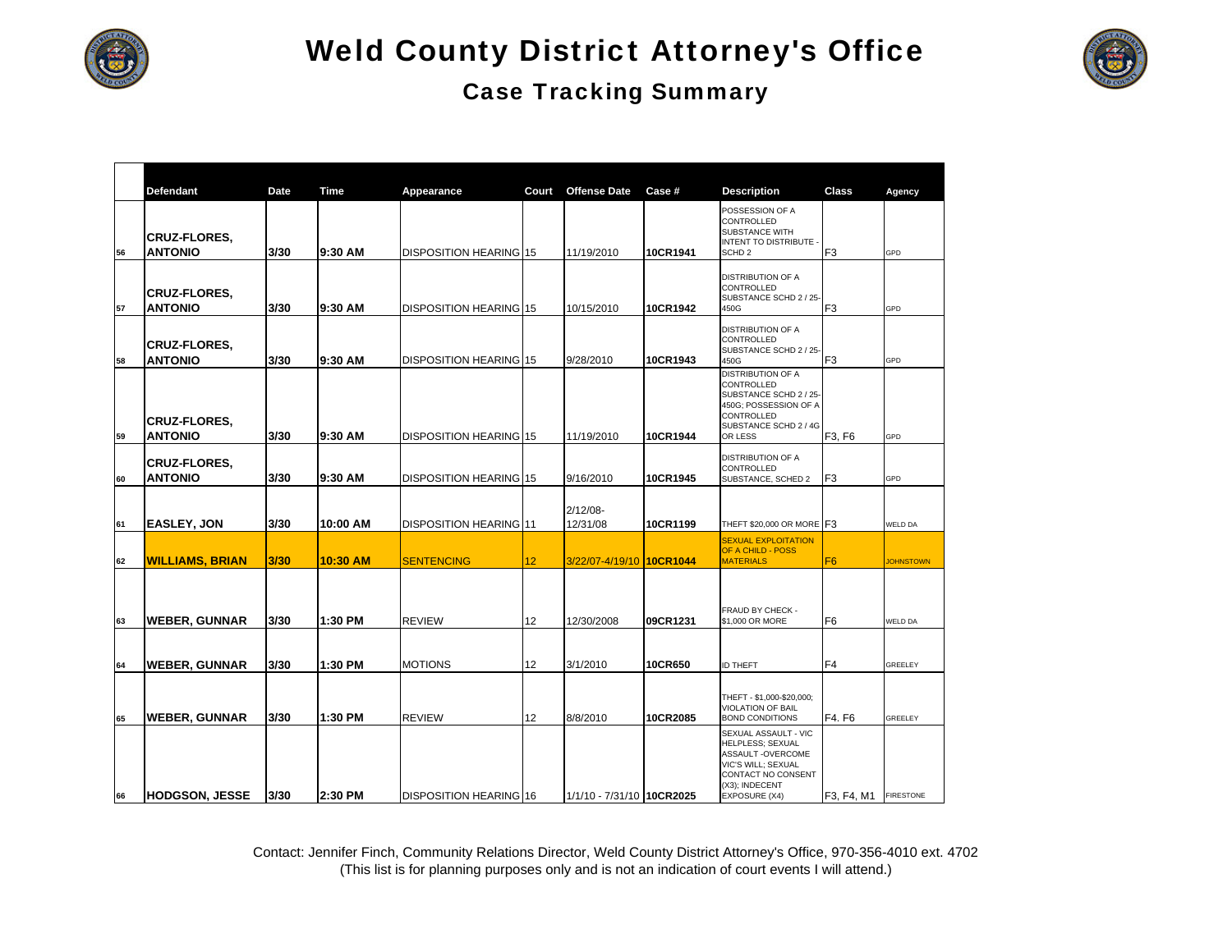# Weld County District Attorney's Office

## Case Tracking Summary

| | Defendant | Date | Time | Appearance | Court | Offense Date | Case # | Description | Class | Agency |
|---|---|---|---|---|---|---|---|---|---|---|
| 56 | CRUZ-FLORES, ANTONIO | 3/30 | 9:30 AM | DISPOSITION HEARING | 15 | 11/19/2010 | 10CR1941 | POSSESSION OF A CONTROLLED SUBSTANCE WITH INTENT TO DISTRIBUTE - SCHD 2 | F3 | GPD |
| 57 | CRUZ-FLORES, ANTONIO | 3/30 | 9:30 AM | DISPOSITION HEARING | 15 | 10/15/2010 | 10CR1942 | DISTRIBUTION OF A CONTROLLED SUBSTANCE SCHD 2 / 25-450G | F3 | GPD |
| 58 | CRUZ-FLORES, ANTONIO | 3/30 | 9:30 AM | DISPOSITION HEARING | 15 | 9/28/2010 | 10CR1943 | DISTRIBUTION OF A CONTROLLED SUBSTANCE SCHD 2 / 25-450G | F3 | GPD |
| 59 | CRUZ-FLORES, ANTONIO | 3/30 | 9:30 AM | DISPOSITION HEARING | 15 | 11/19/2010 | 10CR1944 | DISTRIBUTION OF A CONTROLLED SUBSTANCE SCHD 2 / 25-450G; POSSESSION OF A CONTROLLED SUBSTANCE SCHD 2 / 4G OR LESS | F3, F6 | GPD |
| 60 | CRUZ-FLORES, ANTONIO | 3/30 | 9:30 AM | DISPOSITION HEARING | 15 | 9/16/2010 | 10CR1945 | DISTRIBUTION OF A CONTROLLED SUBSTANCE, SCHED 2 | F3 | GPD |
| 61 | EASLEY, JON | 3/30 | 10:00 AM | DISPOSITION HEARING | 11 | 2/12/08-12/31/08 | 10CR1199 | THEFT $20,000 OR MORE | F3 | WELD DA |
| 62 | WILLIAMS, BRIAN | 3/30 | 10:30 AM | SENTENCING | 12 | 3/22/07-4/19/10 | 10CR1044 | SEXUAL EXPLOITATION OF A CHILD - POSS MATERIALS | F6 | JOHNSTOWN |
| 63 | WEBER, GUNNAR | 3/30 | 1:30 PM | REVIEW | 12 | 12/30/2008 | 09CR1231 | FRAUD BY CHECK - $1,000 OR MORE | F6 | WELD DA |
| 64 | WEBER, GUNNAR | 3/30 | 1:30 PM | MOTIONS | 12 | 3/1/2010 | 10CR650 | ID THEFT | F4 | GREELEY |
| 65 | WEBER, GUNNAR | 3/30 | 1:30 PM | REVIEW | 12 | 8/8/2010 | 10CR2085 | THEFT - $1,000-$20,000; VIOLATION OF BAIL BOND CONDITIONS | F4. F6 | GREELEY |
| 66 | HODGSON, JESSE | 3/30 | 2:30 PM | DISPOSITION HEARING | 16 | 1/1/10 - 7/31/10 | 10CR2025 | SEXUAL ASSAULT - VIC HELPLESS; SEXUAL ASSAULT -OVERCOME VIC'S WILL; SEXUAL CONTACT NO CONSENT (X3); INDECENT EXPOSURE (X4) | F3, F4, M1 | FIRESTONE |

Contact: Jennifer Finch, Community Relations Director, Weld County District Attorney's Office, 970-356-4010 ext. 4702
(This list is for planning purposes only and is not an indication of court events I will attend.)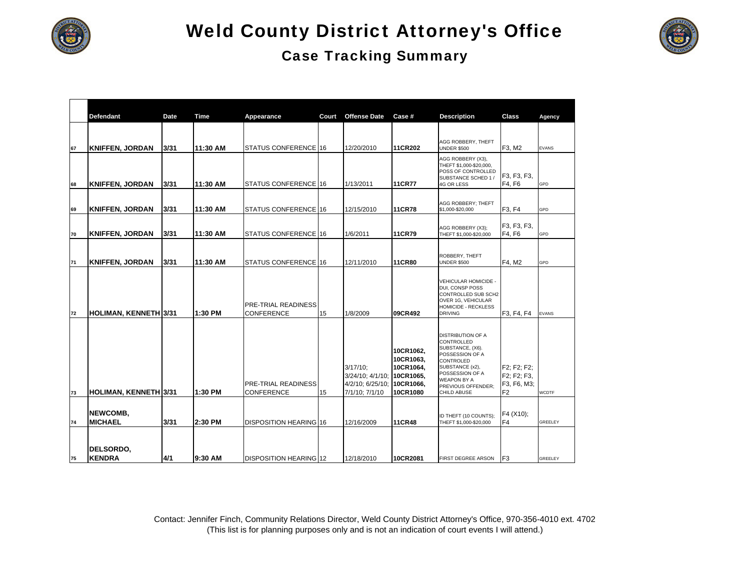# Weld County District Attorney's Office

## Case Tracking Summary

| | Defendant | Date | Time | Appearance | Court | Offense Date | Case # | Description | Class | Agency |
|---|---|---|---|---|---|---|---|---|---|---|
| 67 | **KNIFFEN, JORDAN** | 3/31 | 11:30 AM | STATUS CONFERENCE | 16 | 12/20/2010 | **11CR202** | AGG ROBBERY, THEFT UNDER $500 | F3, M2 | EVANS |
| 68 | **KNIFFEN, JORDAN** | 3/31 | 11:30 AM | STATUS CONFERENCE | 16 | 1/13/2011 | **11CR77** | AGG ROBBERY (X3), THEFT $1,000-$20,000, POSS OF CONTROLLED SUBSTANCE SCHED 1 / 4G OR LESS | F3, F3, F3, F4, F6 | GPD |
| 69 | **KNIFFEN, JORDAN** | 3/31 | 11:30 AM | STATUS CONFERENCE | 16 | 12/15/2010 | **11CR78** | AGG ROBBERY; THEFT $1,000-$20,000 | F3, F4 | GPD |
| 70 | **KNIFFEN, JORDAN** | 3/31 | 11:30 AM | STATUS CONFERENCE | 16 | 1/6/2011 | **11CR79** | AGG ROBBERY (X3); THEFT $1,000-$20,000 | F3, F3, F3, F4, F6 | GPD |
| 71 | **KNIFFEN, JORDAN** | 3/31 | 11:30 AM | STATUS CONFERENCE | 16 | 12/11/2010 | **11CR80** | ROBBERY, THEFT UNDER $500 | F4, M2 | GPD |
| 72 | **HOLIMAN, KENNETH** | 3/31 | 1:30 PM | PRE-TRIAL READINESS CONFERENCE | 15 | 1/8/2009 | **09CR492** | VEHICULAR HOMICIDE - DUI, CONSP POSS CONTROLLED SUB SCH2 OVER 1G, VEHICULAR HOMICIDE - RECKLESS DRIVING | F3, F4, F4 | EVANS |
| 73 | **HOLIMAN, KENNETH** | 3/31 | 1:30 PM | PRE-TRIAL READINESS CONFERENCE | 15 | 3/17/10; 3/24/10; 4/1/10; 4/2/10; 6/25/10; 7/1/10; 7/1/10 | **10CR1062, 10CR1063, 10CR1064, 10CR1065, 10CR1066, 10CR1080** | DISTRIBUTION OF A CONTROLLED SUBSTANCE, (X6). POSSESSION OF A CONTROLED SUBSTANCE (x2), POSSESSION OF A WEAPON BY A PREVIOUS OFFENDER; CHILD ABUSE | F2; F2; F2; F2; F2; F3, F3, F6, M3; F2 | WCDTF |
| 74 | **NEWCOMB, MICHAEL** | 3/31 | 2:30 PM | DISPOSITION HEARING | 16 | 12/16/2009 | **11CR48** | ID THEFT (10 COUNTS); THEFT $1,000-$20,000 | F4 (X10); F4 | GREELEY |
| 75 | **DELSORDO, KENDRA** | 4/1 | 9:30 AM | DISPOSITION HEARING | 12 | 12/18/2010 | **10CR2081** | FIRST DEGREE ARSON | F3 | GREELEY |

Contact: Jennifer Finch, Community Relations Director, Weld County District Attorney's Office, 970-356-4010 ext. 4702
(This list is for planning purposes only and is not an indication of court events I will attend.)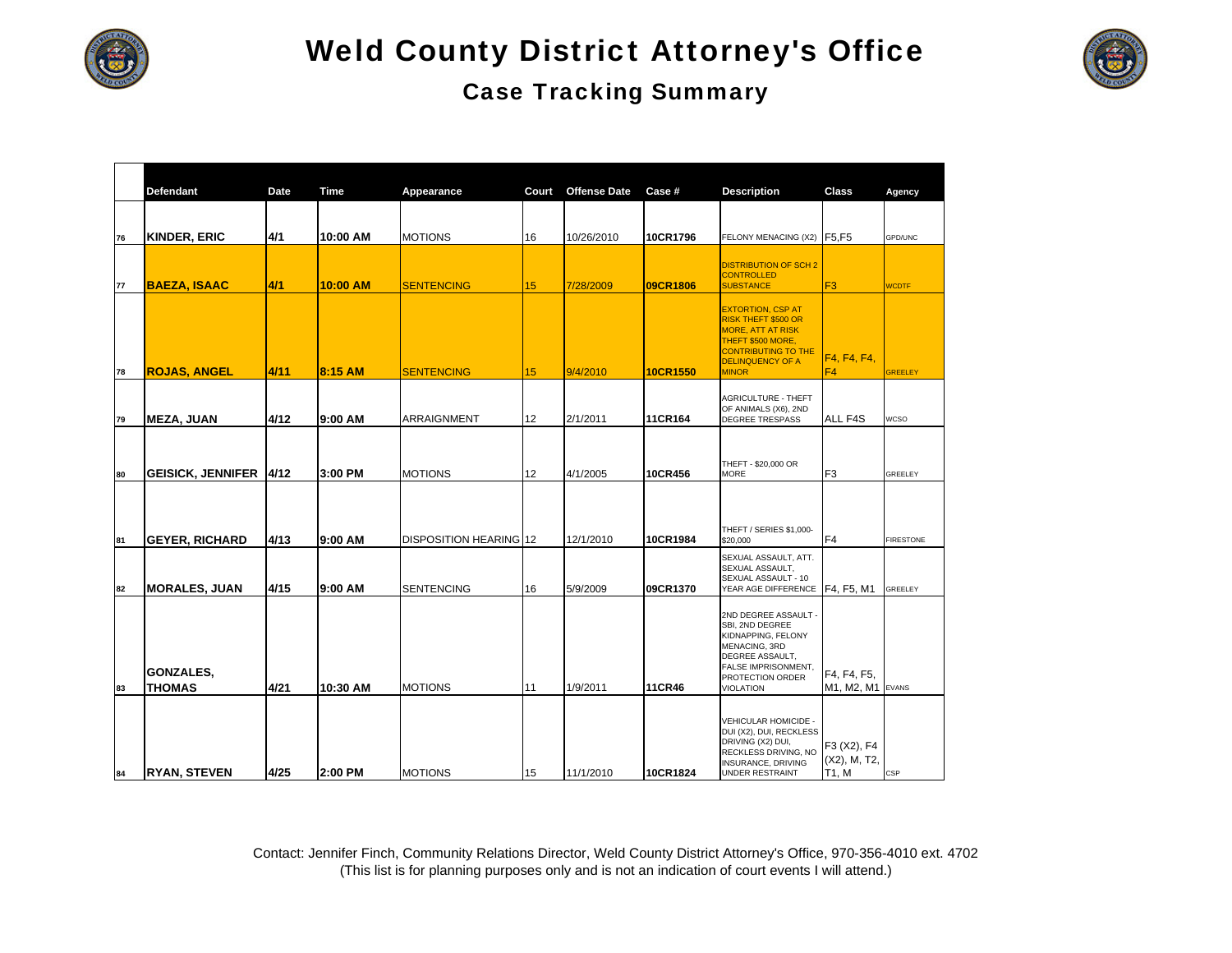# Weld County District Attorney's Office

## Case Tracking Summary

| | Defendant | Date | Time | Appearance | Court | Offense Date | Case # | Description | Class | Agency |
|---|---|---|---|---|---|---|---|---|---|---|
| 76 | KINDER, ERIC | 4/1 | 10:00 AM | MOTIONS | 16 | 10/26/2010 | 10CR1796 | FELONY MENACING (X2) | F5,F5 | GPD/UNC |
| 77 | BAEZA, ISAAC | 4/1 | 10:00 AM | SENTENCING | 15 | 7/28/2009 | 09CR1806 | DISTRIBUTION OF SCH 2 CONTROLLED SUBSTANCE | F3 | WCDTF |
| 78 | ROJAS, ANGEL | 4/11 | 8:15 AM | SENTENCING | 15 | 9/4/2010 | 10CR1550 | EXTORTION, CSP AT RISK THEFT $500 OR MORE, ATT AT RISK THEFT $500 MORE, CONTRIBUTING TO THE DELINQUENCY OF A MINOR | F4, F4, F4, F4 | GREELEY |
| 79 | MEZA, JUAN | 4/12 | 9:00 AM | ARRAIGNMENT | 12 | 2/1/2011 | 11CR164 | AGRICULTURE - THEFT OF ANIMALS (X6), 2ND DEGREE TRESPASS | ALL F4S | WCSO |
| 80 | GEISICK, JENNIFER | 4/12 | 3:00 PM | MOTIONS | 12 | 4/1/2005 | 10CR456 | THEFT - $20,000 OR MORE | F3 | GREELEY |
| 81 | GEYER, RICHARD | 4/13 | 9:00 AM | DISPOSITION HEARING | 12 | 12/1/2010 | 10CR1984 | THEFT / SERIES $1,000-$20,000 | F4 | FIRESTONE |
| 82 | MORALES, JUAN | 4/15 | 9:00 AM | SENTENCING | 16 | 5/9/2009 | 09CR1370 | SEXUAL ASSAULT, ATT. SEXUAL ASSAULT, SEXUAL ASSAULT - 10 YEAR AGE DIFFERENCE | F4, F5, M1 | GREELEY |
| 83 | GONZALES, THOMAS | 4/21 | 10:30 AM | MOTIONS | 11 | 1/9/2011 | 11CR46 | 2ND DEGREE ASSAULT - SBI, 2ND DEGREE KIDNAPPING, FELONY MENACING, 3RD DEGREE ASSAULT, FALSE IMPRISONMENT, PROTECTION ORDER VIOLATION | F4, F4, F5, M1, M2, M1 | EVANS |
| 84 | RYAN, STEVEN | 4/25 | 2:00 PM | MOTIONS | 15 | 11/1/2010 | 10CR1824 | VEHICULAR HOMICIDE - DUI (X2), DUI, RECKLESS DRIVING (X2) DUI, RECKLESS DRIVING, NO INSURANCE, DRIVING UNDER RESTRAINT | F3 (X2), F4 (X2), M, T2, T1, M | CSP |

Contact: Jennifer Finch, Community Relations Director, Weld County District Attorney's Office, 970-356-4010 ext. 4702
(This list is for planning purposes only and is not an indication of court events I will attend.)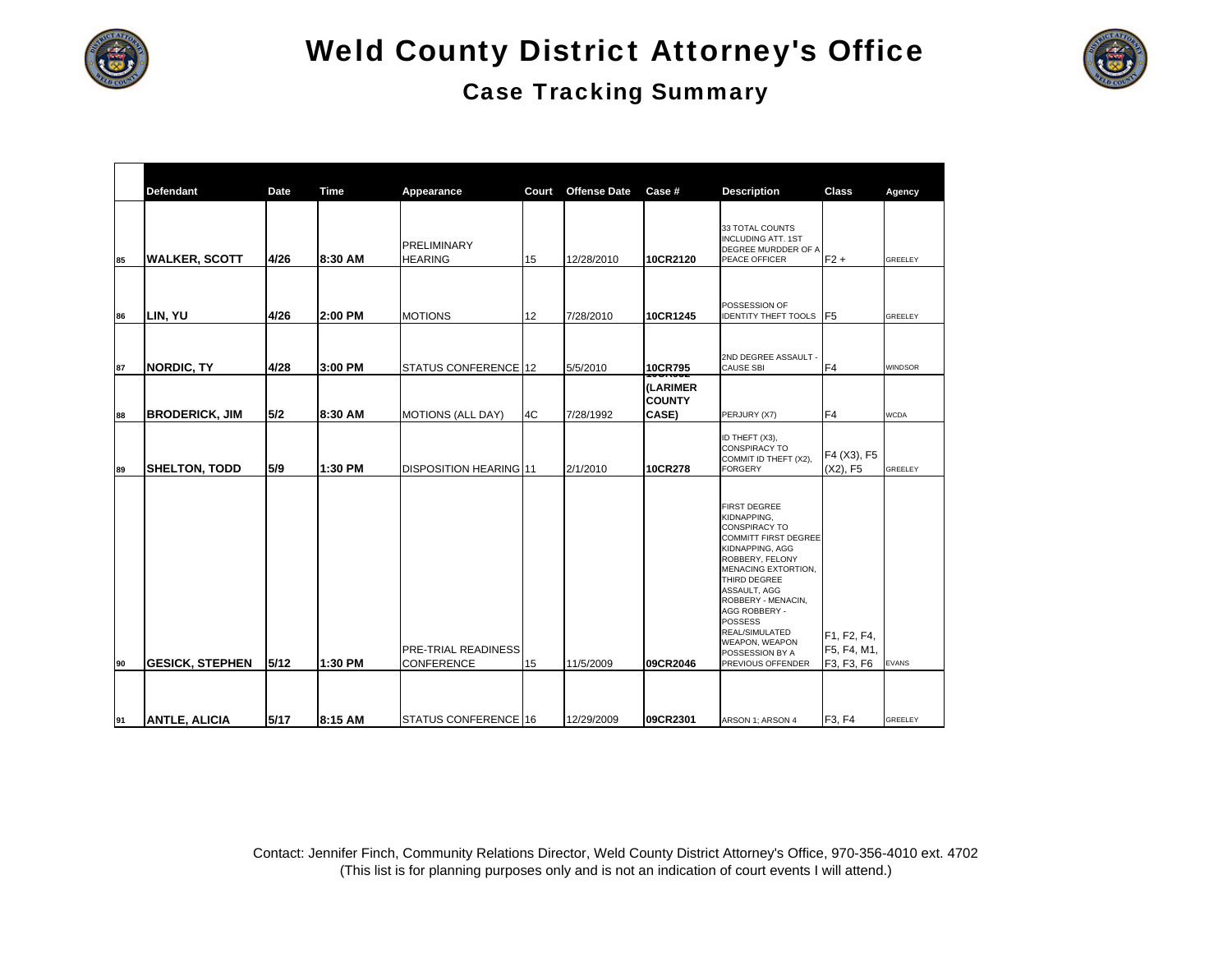# Weld County District Attorney's Office

## Case Tracking Summary

| | Defendant | Date | Time | Appearance | Court | Offense Date | Case # | Description | Class | Agency |
|---|---|---|---|---|---|---|---|---|---|---|
| 85 | WALKER, SCOTT | 4/26 | 8:30 AM | PRELIMINARY HEARING | 15 | 12/28/2010 | 10CR2120 | 33 TOTAL COUNTS INCLUDING ATT. 1ST DEGREE MURDDER OF A PEACE OFFICER | F2 + | GREELEY |
| 86 | LIN, YU | 4/26 | 2:00 PM | MOTIONS | 12 | 7/28/2010 | 10CR1245 | POSSESSION OF IDENTITY THEFT TOOLS | F5 | GREELEY |
| 87 | NORDIC, TY | 4/28 | 3:00 PM | STATUS CONFERENCE | 12 | 5/5/2010 | 10CR795 | 2ND DEGREE ASSAULT - CAUSE SBI | F4 | WINDSOR |
| 88 | BRODERICK, JIM | 5/2 | 8:30 AM | MOTIONS (ALL DAY) | 4C | 7/28/1992 | (LARIMER COUNTY CASE) | PERJURY (X7) | F4 | WCDA |
| 89 | SHELTON, TODD | 5/9 | 1:30 PM | DISPOSITION HEARING | 11 | 2/1/2010 | 10CR278 | ID THEFT (X3), CONSPIRACY TO COMMIT ID THEFT (X2), FORGERY | F4 (X3), F5 (X2), F5 | GREELEY |
| 90 | GESICK, STEPHEN | 5/12 | 1:30 PM | PRE-TRIAL READINESS CONFERENCE | 15 | 11/5/2009 | 09CR2046 | FIRST DEGREE KIDNAPPING, CONSPIRACY TO COMMITT FIRST DEGREE KIDNAPPING, AGG ROBBERY, FELONY MENACING EXTORTION, THIRD DEGREE ASSAULT, AGG ROBBERY - MENACIN, AGG ROBBERY - POSSESS REAL/SIMULATED WEAPON, WEAPON POSSESSION BY A PREVIOUS OFFENDER | F1, F2, F4, F5, F4, M1, F3, F3, F6 | EVANS |
| 91 | ANTLE, ALICIA | 5/17 | 8:15 AM | STATUS CONFERENCE | 16 | 12/29/2009 | 09CR2301 | ARSON 1; ARSON 4 | F3, F4 | GREELEY |

Contact: Jennifer Finch, Community Relations Director, Weld County District Attorney's Office, 970-356-4010 ext. 4702
(This list is for planning purposes only and is not an indication of court events I will attend.)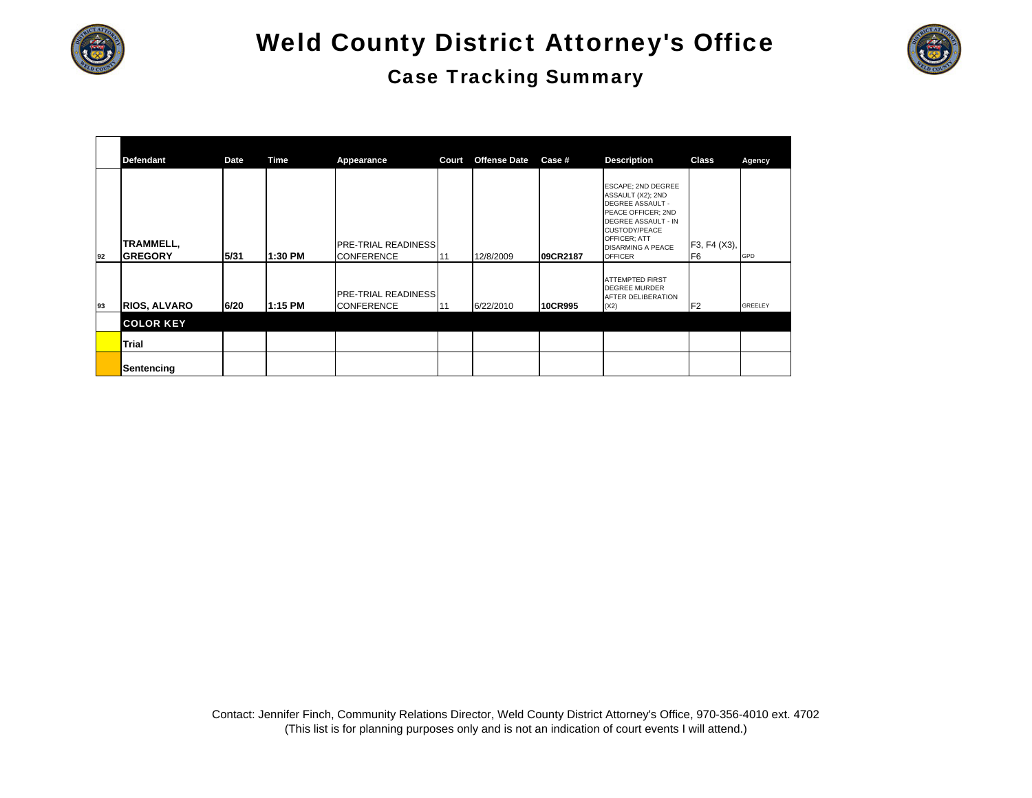# Weld County District Attorney's Office

## Case Tracking Summary

| | Defendant | Date | Time | Appearance | Court | Offense Date | Case # | Description | Class | Agency |
|---|---|---|---|---|---|---|---|---|---|---|
| 92 | **TRAMMELL, GREGORY** | **5/31** | **1:30 PM** | PRE-TRIAL READINESS CONFERENCE | 11 | 12/8/2009 | **09CR2187** | ESCAPE; 2ND DEGREE ASSAULT (X2); 2ND DEGREE ASSAULT - PEACE OFFICER; 2ND DEGREE ASSAULT - IN CUSTODY/PEACE OFFICER; ATT DISARMING A PEACE OFFICER | F3, F4 (X3), F6 | GPD |
| 93 | **RIOS, ALVARO** | **6/20** | **1:15 PM** | PRE-TRIAL READINESS CONFERENCE | 11 | 6/22/2010 | **10CR995** | ATTEMPTED FIRST DEGREE MURDER AFTER DELIBERATION (X2) | F2 | GREELEY |
| | **COLOR KEY** | | | | | | | | | |
| | **Trial** | | | | | | | | | |
| | **Sentencing** | | | | | | | | | |

Contact: Jennifer Finch, Community Relations Director, Weld County District Attorney's Office, 970-356-4010 ext. 4702
(This list is for planning purposes only and is not an indication of court events I will attend.)